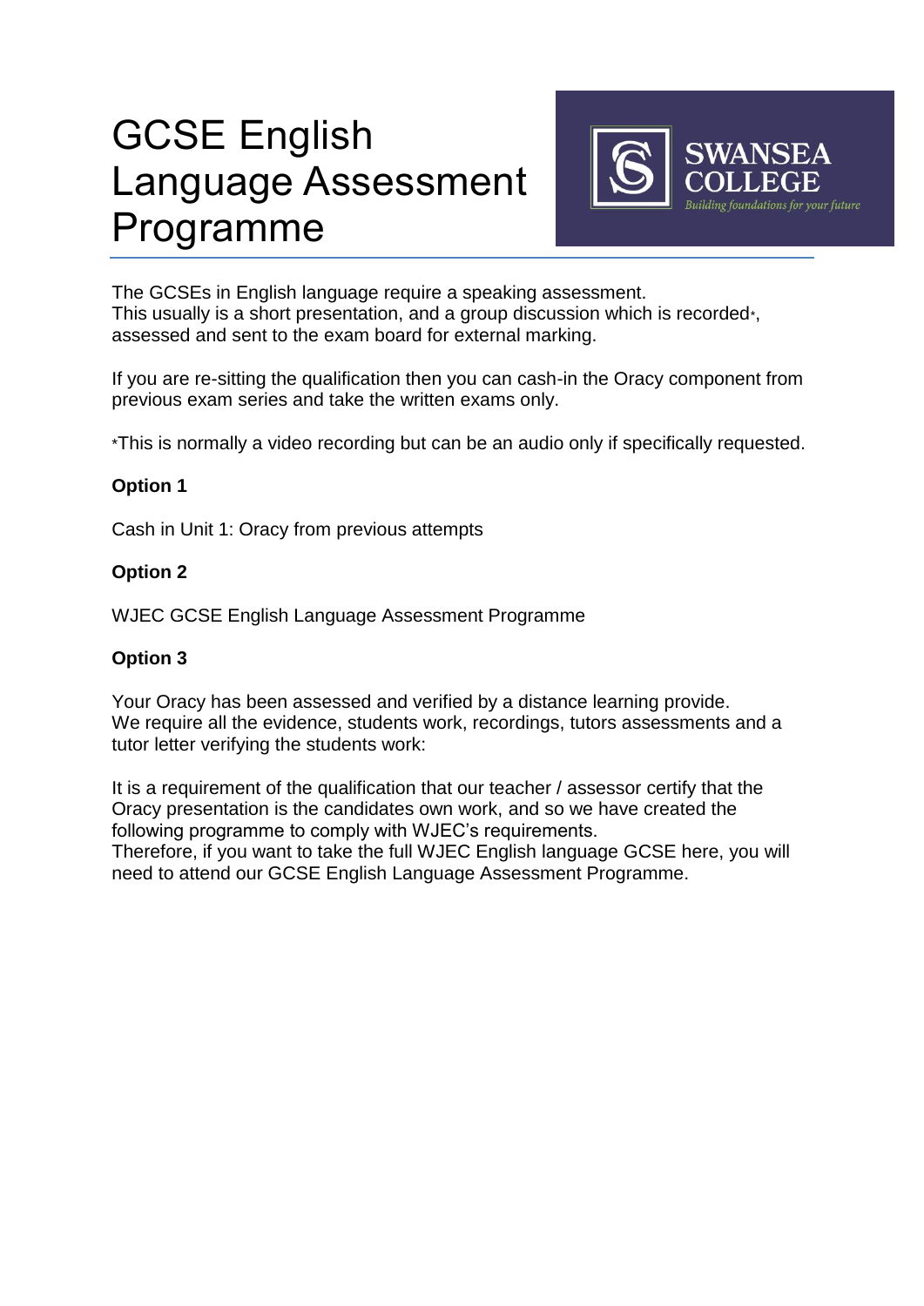# GCSE English Language Assessment Programme

SWANSEA COLLEGE

*Building foundations for your future*

The GCSEs in English language require a speaking assessment.
This usually is a short presentation, and a group discussion which is recorded*, assessed and sent to the exam board for external marking.

If you are re-sitting the qualification then you can cash-in the Oracy component from previous exam series and take the written exams only.

*This is normally a video recording but can be an audio only if specifically requested.

**Option 1**

Cash in Unit 1: Oracy from previous attempts

**Option 2**

WJEC GCSE English Language Assessment Programme

**Option 3**

Your Oracy has been assessed and verified by a distance learning provide.
We require all the evidence, students work, recordings, tutors assessments and a tutor letter verifying the students work:

It is a requirement of the qualification that our teacher / assessor certify that the Oracy presentation is the candidates own work, and so we have created the following programme to comply with WJEC's requirements.
Therefore, if you want to take the full WJEC English language GCSE here, you will need to attend our GCSE English Language Assessment Programme.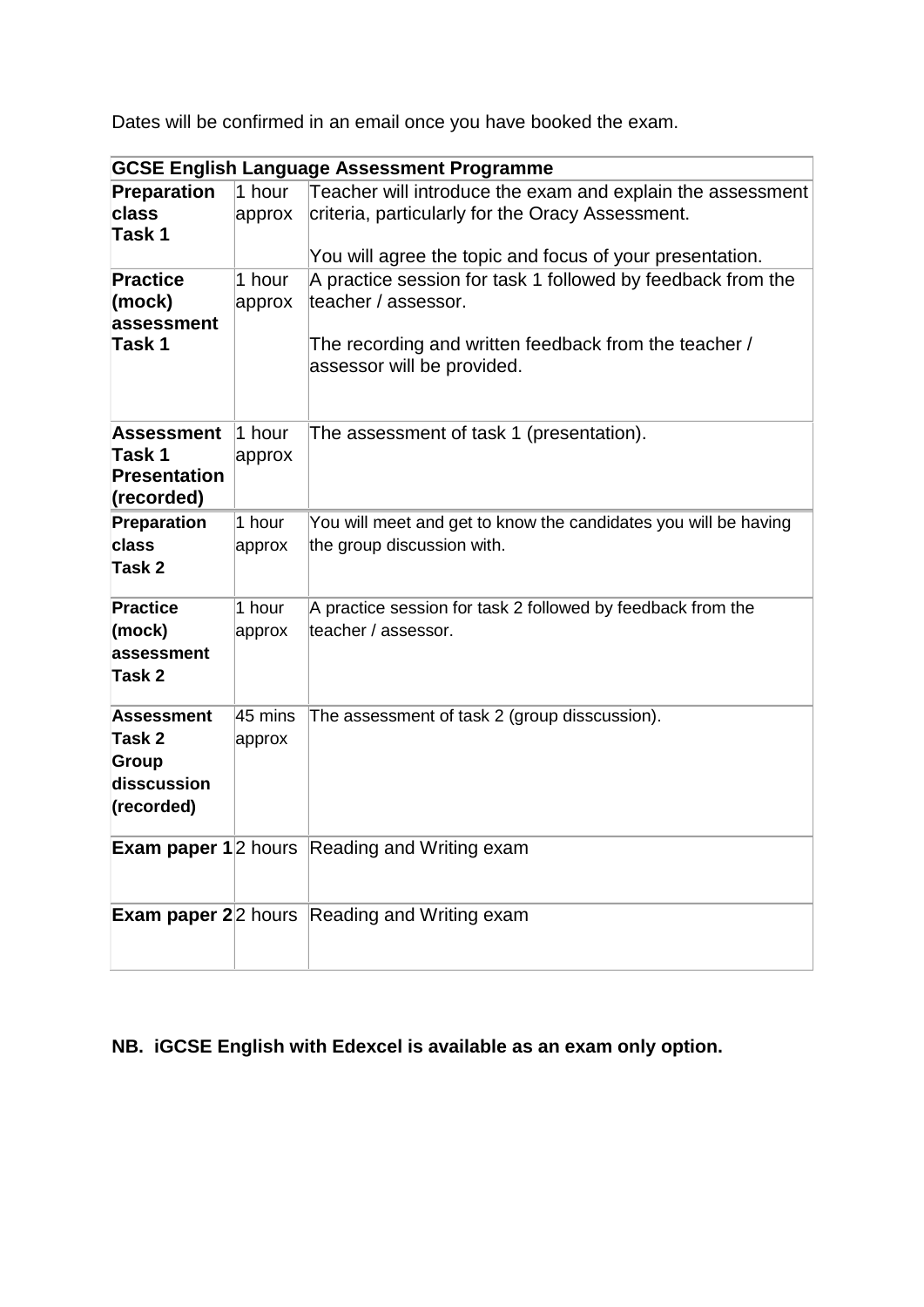Dates will be confirmed in an email once you have booked the exam.

| GCSE English Language Assessment Programme | | |
|---|---|---|
| **Preparation class Task 1** | 1 hour approx | Teacher will introduce the exam and explain the assessment criteria, particularly for the Oracy Assessment.<br><br>You will agree the topic and focus of your presentation. |
| **Practice (mock) assessment Task 1** | 1 hour approx | A practice session for task 1 followed by feedback from the teacher / assessor.<br><br>The recording and written feedback from the teacher / assessor will be provided. |
| **Assessment Task 1 Presentation (recorded)** | 1 hour approx | The assessment of task 1 (presentation). |
| **Preparation class Task 2** | 1 hour approx | You will meet and get to know the candidates you will be having the group discussion with. |
| **Practice (mock) assessment Task 2** | 1 hour approx | A practice session for task 2 followed by feedback from the teacher / assessor. |
| **Assessment Task 2 Group disscussion (recorded)** | 45 mins approx | The assessment of task 2 (group disscussion). |
| **Exam paper 1** | 2 hours | Reading and Writing exam |
| **Exam paper 2** | 2 hours | Reading and Writing exam |

**NB. iGCSE English with Edexcel is available as an exam only option.**